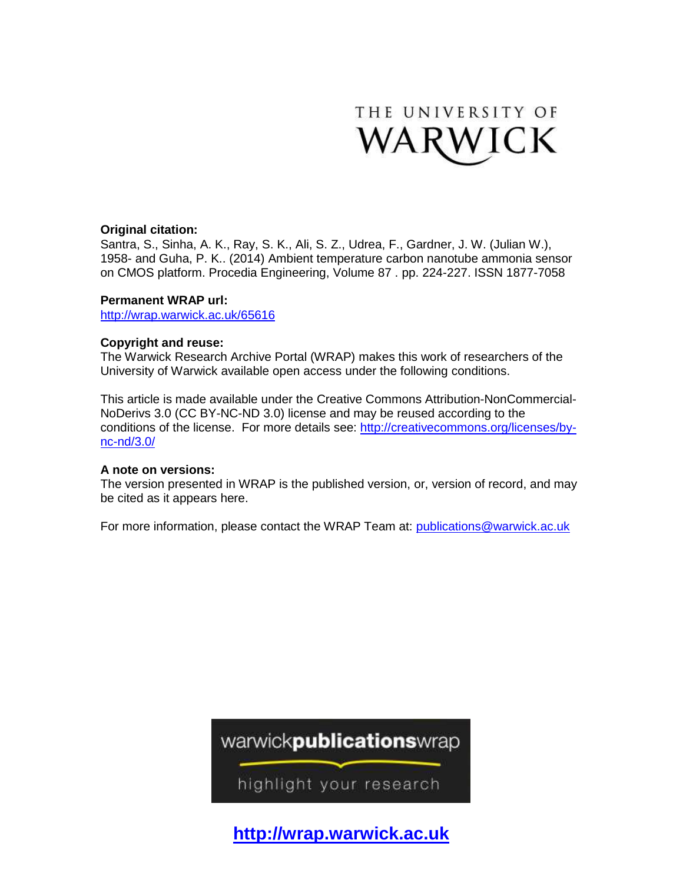THE UNIVERSITY OF WARWICK

**Original citation:**
Santra, S., Sinha, A. K., Ray, S. K., Ali, S. Z., Udrea, F., Gardner, J. W. (Julian W.), 1958- and Guha, P. K.. (2014) Ambient temperature carbon nanotube ammonia sensor on CMOS platform. Procedia Engineering, Volume 87 . pp. 224-227. ISSN 1877-7058

**Permanent WRAP url:**
http://wrap.warwick.ac.uk/65616

**Copyright and reuse:**
The Warwick Research Archive Portal (WRAP) makes this work of researchers of the University of Warwick available open access under the following conditions.

This article is made available under the Creative Commons Attribution-NonCommercial-NoDerivs 3.0 (CC BY-NC-ND 3.0) license and may be reused according to the conditions of the license. For more details see: http://creativecommons.org/licenses/by-nc-nd/3.0/

**A note on versions:**
The version presented in WRAP is the published version, or, version of record, and may be cited as it appears here.

For more information, please contact the WRAP Team at: publications@warwick.ac.uk

warwick**publications**wrap

highlight your research

**http://wrap.warwick.ac.uk**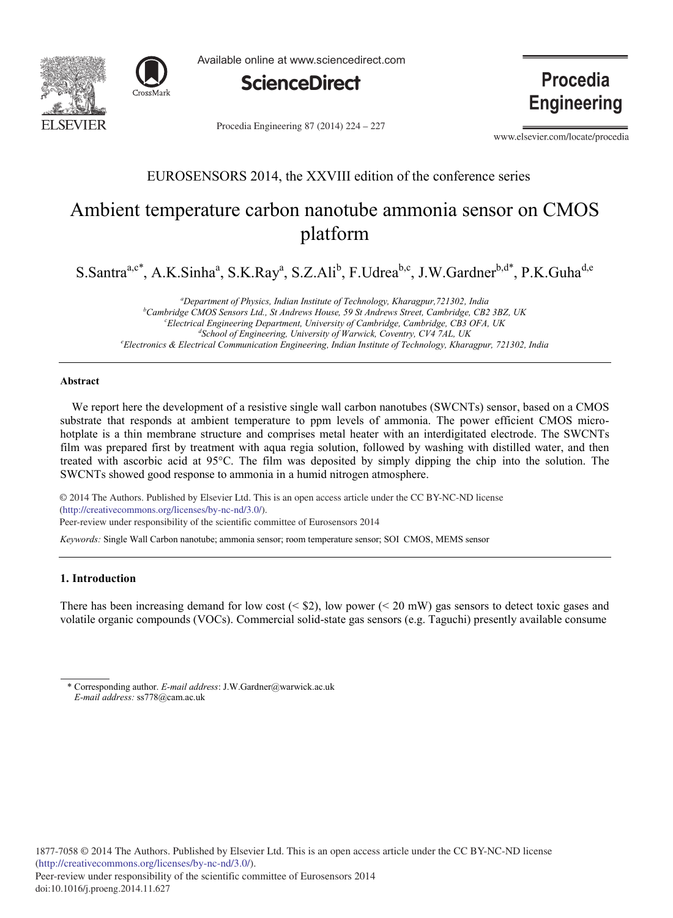EUROSENSORS 2014, the XXVIII edition of the conference series

# Ambient temperature carbon nanotube ammonia sensor on CMOS platform

S.Santra[a,c*], A.K.Sinha[a], S.K.Ray[a], S.Z.Ali[b], F.Udrea[b,c], J.W.Gardner[b,d*], P.K.Guha[d,e]

[a]*Department of Physics, Indian Institute of Technology, Kharagpur,721302, India*
[b]*Cambridge CMOS Sensors Ltd., St Andrews House, 59 St Andrews Street, Cambridge, CB2 3BZ, UK*
[c]*Electrical Engineering Department, University of Cambridge, Cambridge, CB3 OFA, UK*
[d]*School of Engineering, University of Warwick, Coventry, CV4 7AL, UK*
[e]*Electronics & Electrical Communication Engineering, Indian Institute of Technology, Kharagpur, 721302, India*

---

### Abstract

We report here the development of a resistive single wall carbon nanotubes (SWCNTs) sensor, based on a CMOS substrate that responds at ambient temperature to ppm levels of ammonia. The power efficient CMOS micro-hotplate is a thin membrane structure and comprises metal heater with an interdigitated electrode. The SWCNTs film was prepared first by treatment with aqua regia solution, followed by washing with distilled water, and then treated with ascorbic acid at 95°C. The film was deposited by simply dipping the chip into the solution. The SWCNTs showed good response to ammonia in a humid nitrogen atmosphere.

© 2014 The Authors. Published by Elsevier Ltd. This is an open access article under the CC BY-NC-ND license (http://creativecommons.org/licenses/by-nc-nd/3.0/).
Peer-review under responsibility of the scientific committee of Eurosensors 2014

*Keywords:* Single Wall Carbon nanotube; ammonia sensor; room temperature sensor; SOI CMOS, MEMS sensor

---

## 1. Introduction

There has been increasing demand for low cost (< $2), low power (< 20 mW) gas sensors to detect toxic gases and volatile organic compounds (VOCs). Commercial solid-state gas sensors (e.g. Taguchi) presently available consume

\* Corresponding author. *E-mail address*: J.W.Gardner@warwick.ac.uk
*E-mail address:* ss778@cam.ac.uk

1877-7058 © 2014 The Authors. Published by Elsevier Ltd. This is an open access article under the CC BY-NC-ND license (http://creativecommons.org/licenses/by-nc-nd/3.0/).
Peer-review under responsibility of the scientific committee of Eurosensors 2014
doi:10.1016/j.proeng.2014.11.627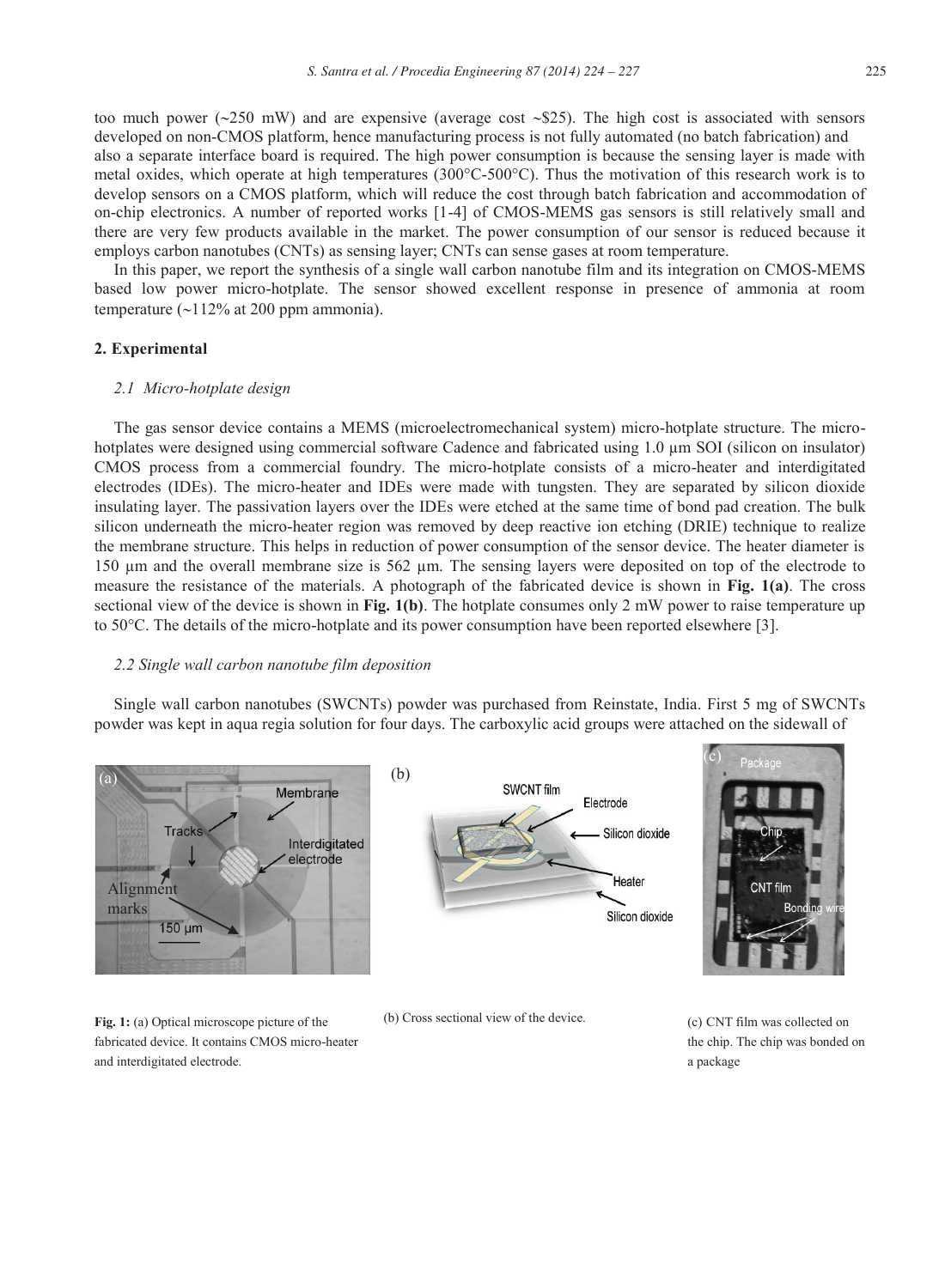too much power (~250 mW) and are expensive (average cost ~$25). The high cost is associated with sensors developed on non-CMOS platform, hence manufacturing process is not fully automated (no batch fabrication) and also a separate interface board is required. The high power consumption is because the sensing layer is made with metal oxides, which operate at high temperatures (300°C-500°C). Thus the motivation of this research work is to develop sensors on a CMOS platform, which will reduce the cost through batch fabrication and accommodation of on-chip electronics. A number of reported works [1-4] of CMOS-MEMS gas sensors is still relatively small and there are very few products available in the market. The power consumption of our sensor is reduced because it employs carbon nanotubes (CNTs) as sensing layer; CNTs can sense gases at room temperature.

In this paper, we report the synthesis of a single wall carbon nanotube film and its integration on CMOS-MEMS based low power micro-hotplate. The sensor showed excellent response in presence of ammonia at room temperature (~112% at 200 ppm ammonia).

## 2. Experimental

### *2.1 Micro-hotplate design*

The gas sensor device contains a MEMS (microelectromechanical system) micro-hotplate structure. The micro-hotplates were designed using commercial software Cadence and fabricated using 1.0 µm SOI (silicon on insulator) CMOS process from a commercial foundry. The micro-hotplate consists of a micro-heater and interdigitated electrodes (IDEs). The micro-heater and IDEs were made with tungsten. They are separated by silicon dioxide insulating layer. The passivation layers over the IDEs were etched at the same time of bond pad creation. The bulk silicon underneath the micro-heater region was removed by deep reactive ion etching (DRIE) technique to realize the membrane structure. This helps in reduction of power consumption of the sensor device. The heater diameter is 150 µm and the overall membrane size is 562 µm. The sensing layers were deposited on top of the electrode to measure the resistance of the materials. A photograph of the fabricated device is shown in **Fig. 1(a)**. The cross sectional view of the device is shown in **Fig. 1(b)**. The hotplate consumes only 2 mW power to raise temperature up to 50°C. The details of the micro-hotplate and its power consumption have been reported elsewhere [3].

### *2.2 Single wall carbon nanotube film deposition*

Single wall carbon nanotubes (SWCNTs) powder was purchased from Reinstate, India. First 5 mg of SWCNTs powder was kept in aqua regia solution for four days. The carboxylic acid groups were attached on the sidewall of

**Fig. 1:** (a) Optical microscope picture of the fabricated device. It contains CMOS micro-heater and interdigitated electrode.

(b) Cross sectional view of the device.

(c) CNT film was collected on the chip. The chip was bonded on a package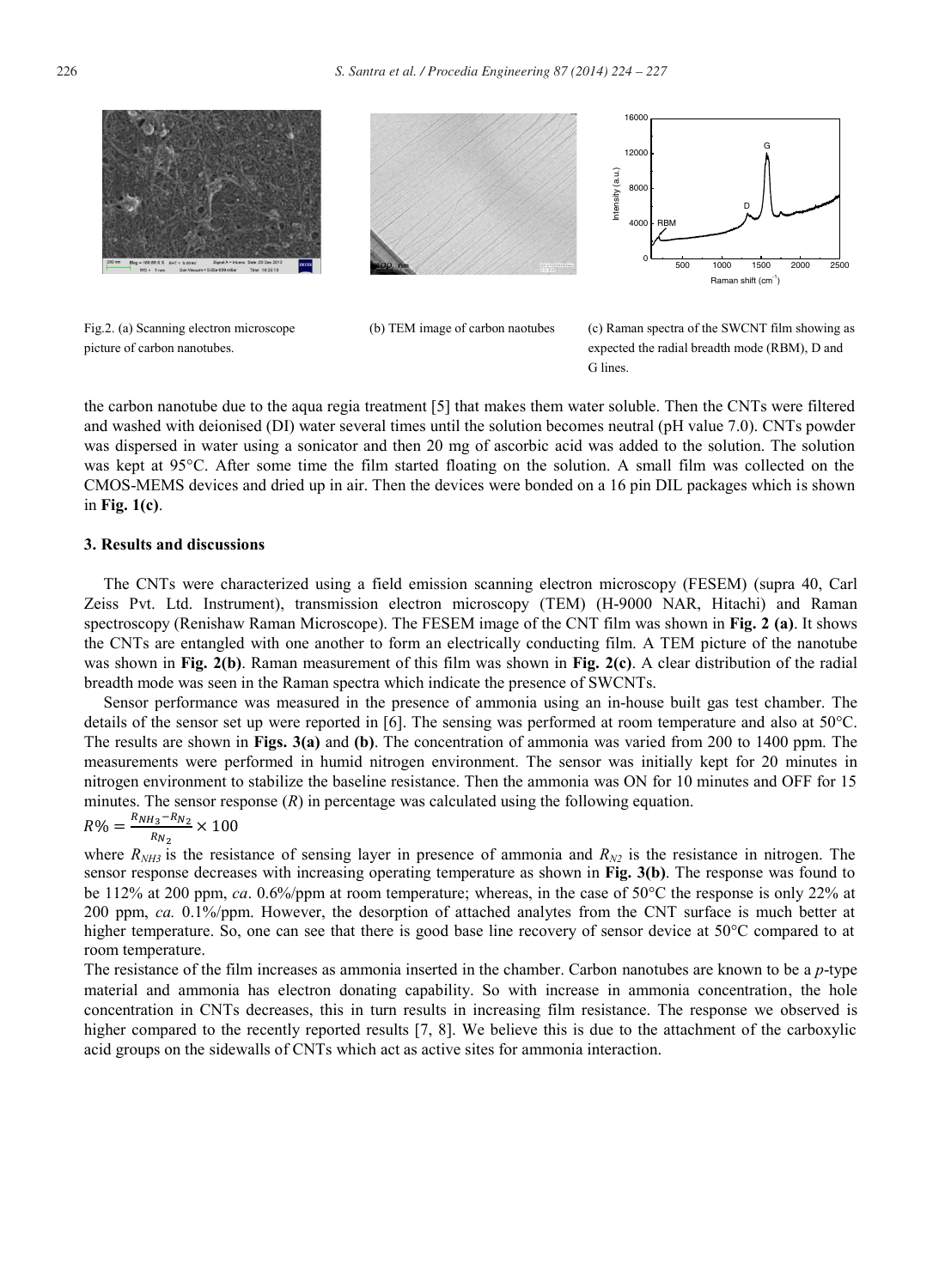Fig.2. (a) Scanning electron microscope picture of carbon nanotubes.

(b) TEM image of carbon naotubes

(c) Raman spectra of the SWCNT film showing as expected the radial breadth mode (RBM), D and G lines.

the carbon nanotube due to the aqua regia treatment [5] that makes them water soluble. Then the CNTs were filtered and washed with deionised (DI) water several times until the solution becomes neutral (pH value 7.0). CNTs powder was dispersed in water using a sonicator and then 20 mg of ascorbic acid was added to the solution. The solution was kept at 95°C. After some time the film started floating on the solution. A small film was collected on the CMOS-MEMS devices and dried up in air. Then the devices were bonded on a 16 pin DIL packages which is shown in **Fig. 1(c)**.

## 3. Results and discussions

The CNTs were characterized using a field emission scanning electron microscopy (FESEM) (supra 40, Carl Zeiss Pvt. Ltd. Instrument), transmission electron microscopy (TEM) (H-9000 NAR, Hitachi) and Raman spectroscopy (Renishaw Raman Microscope). The FESEM image of the CNT film was shown in **Fig. 2 (a)**. It shows the CNTs are entangled with one another to form an electrically conducting film. A TEM picture of the nanotube was shown in **Fig. 2(b)**. Raman measurement of this film was shown in **Fig. 2(c)**. A clear distribution of the radial breadth mode was seen in the Raman spectra which indicate the presence of SWCNTs.

Sensor performance was measured in the presence of ammonia using an in-house built gas test chamber. The details of the sensor set up were reported in [6]. The sensing was performed at room temperature and also at 50°C. The results are shown in **Figs. 3(a)** and **(b)**. The concentration of ammonia was varied from 200 to 1400 ppm. The measurements were performed in humid nitrogen environment. The sensor was initially kept for 20 minutes in nitrogen environment to stabilize the baseline resistance. Then the ammonia was ON for 10 minutes and OFF for 15 minutes. The sensor response ($R$) in percentage was calculated using the following equation.

$$R\% = \frac{R_{NH_3} - R_{N_2}}{R_{N_2}} \times 100$$

where $R_{NH3}$ is the resistance of sensing layer in presence of ammonia and $R_{N2}$ is the resistance in nitrogen. The sensor response decreases with increasing operating temperature as shown in **Fig. 3(b)**. The response was found to be 112% at 200 ppm, *ca*. 0.6%/ppm at room temperature; whereas, in the case of 50°C the response is only 22% at 200 ppm, *ca.* 0.1%/ppm. However, the desorption of attached analytes from the CNT surface is much better at higher temperature. So, one can see that there is good base line recovery of sensor device at 50°C compared to at room temperature.

The resistance of the film increases as ammonia inserted in the chamber. Carbon nanotubes are known to be a *p*-type material and ammonia has electron donating capability. So with increase in ammonia concentration, the hole concentration in CNTs decreases, this in turn results in increasing film resistance. The response we observed is higher compared to the recently reported results [7, 8]. We believe this is due to the attachment of the carboxylic acid groups on the sidewalls of CNTs which act as active sites for ammonia interaction.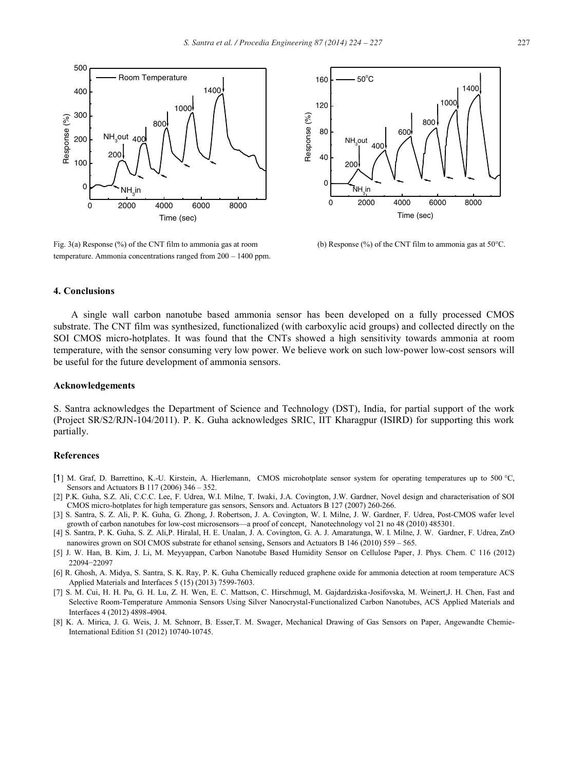Room Temperature

Response (%)

Time (sec)

0, 100, 200, 300, 400, 500

0, 2000, 4000, 6000, 8000

$NH_3$out

$NH_3$in

200, 400, 800, 1000, 1400

$50^{o}C$

Response (%)

Time (sec)

0, 40, 80, 120, 160

0, 2000, 4000, 6000, 8000

$NH_3$out

$NH_3$in

200, 400, 600, 800, 1000, 1400

Fig. 3(a) Response (%) of the CNT film to ammonia gas at room temperature. Ammonia concentrations ranged from 200 – 1400 ppm.

(b) Response (%) of the CNT film to ammonia gas at 50°C.

## 4. Conclusions

A single wall carbon nanotube based ammonia sensor has been developed on a fully processed CMOS substrate. The CNT film was synthesized, functionalized (with carboxylic acid groups) and collected directly on the SOI CMOS micro-hotplates. It was found that the CNTs showed a high sensitivity towards ammonia at room temperature, with the sensor consuming very low power. We believe work on such low-power low-cost sensors will be useful for the future development of ammonia sensors.

### Acknowledgements

S. Santra acknowledges the Department of Science and Technology (DST), India, for partial support of the work (Project SR/S2/RJN-104/2011). P. K. Guha acknowledges SRIC, IIT Kharagpur (ISIRD) for supporting this work partially.

### References

[1] M. Graf, D. Barrettino, K.-U. Kirstein, A. Hierlemann, CMOS microhotplate sensor system for operating temperatures up to 500 °C, Sensors and Actuators B 117 (2006) 346 – 352.

[2] P.K. Guha, S.Z. Ali, C.C.C. Lee, F. Udrea, W.I. Milne, T. Iwaki, J.A. Covington, J.W. Gardner, Novel design and characterisation of SOI CMOS micro-hotplates for high temperature gas sensors, Sensors and. Actuators B 127 (2007) 260-266.

[3] S. Santra, S. Z. Ali, P. K. Guha, G. Zhong, J. Robertson, J. A. Covington, W. I. Milne, J. W. Gardner, F. Udrea, Post-CMOS wafer level growth of carbon nanotubes for low-cost microsensors—a proof of concept, Nanotechnology vol 21 no 48 (2010) 485301.

[4] S. Santra, P. K. Guha, S. Z. Ali,P. Hiralal, H. E. Unalan, J. A. Covington, G. A. J. Amaratunga, W. I. Milne, J. W. Gardner, F. Udrea, ZnO nanowires grown on SOI CMOS substrate for ethanol sensing, Sensors and Actuators B 146 (2010) 559 – 565.

[5] J. W. Han, B. Kim, J. Li, M. Meyyappan, Carbon Nanotube Based Humidity Sensor on Cellulose Paper, J. Phys. Chem. C 116 (2012) 22094−22097

[6] R. Ghosh, A. Midya, S. Santra, S. K. Ray, P. K. Guha Chemically reduced graphene oxide for ammonia detection at room temperature ACS Applied Materials and Interfaces 5 (15) (2013) 7599-7603.

[7] S. M. Cui, H. H. Pu, G. H. Lu, Z. H. Wen, E. C. Mattson, C. Hirschmugl, M. Gajdardziska-Josifovska, M. Weinert,J. H. Chen, Fast and Selective Room-Temperature Ammonia Sensors Using Silver Nanocrystal-Functionalized Carbon Nanotubes, ACS Applied Materials and Interfaces 4 (2012) 4898-4904.

[8] K. A. Mirica, J. G. Weis, J. M. Schnorr, B. Esser,T. M. Swager, Mechanical Drawing of Gas Sensors on Paper, Angewandte Chemie-International Edition 51 (2012) 10740-10745.